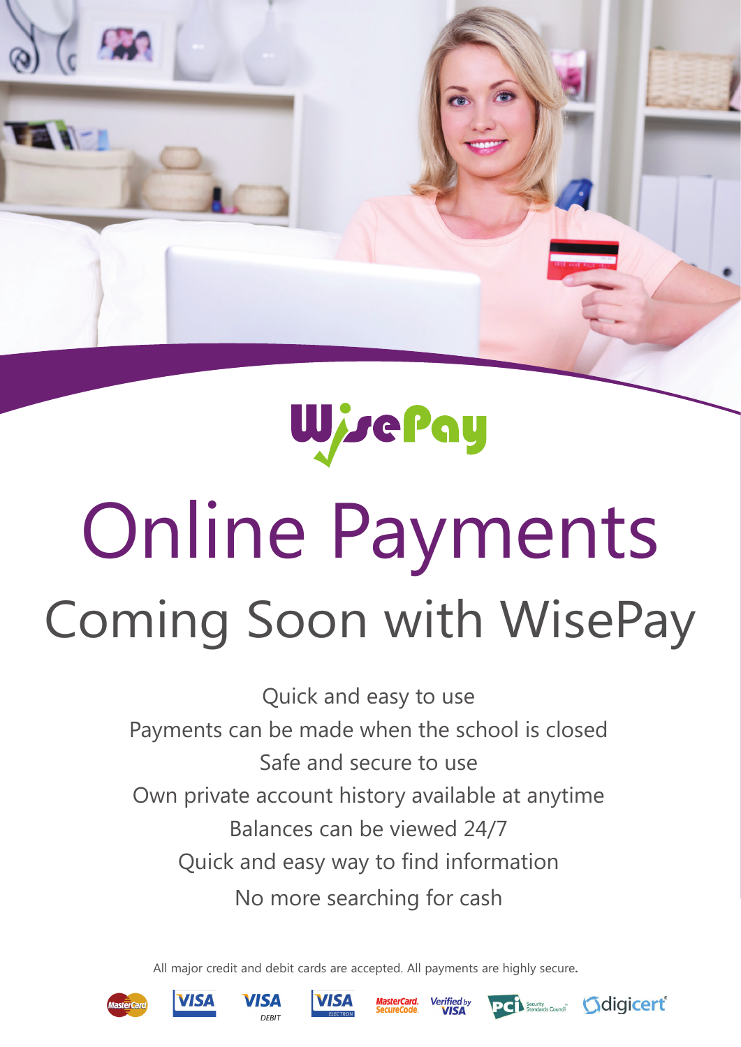# WisePay

# Online Payments

## Coming Soon with WisePay

Quick and easy to use

Payments can be made when the school is closed

Safe and secure to use

Own private account history available at anytime

Balances can be viewed 24/7

Quick and easy way to find information

No more searching for cash

All major credit and debit cards are accepted. All payments are highly secure.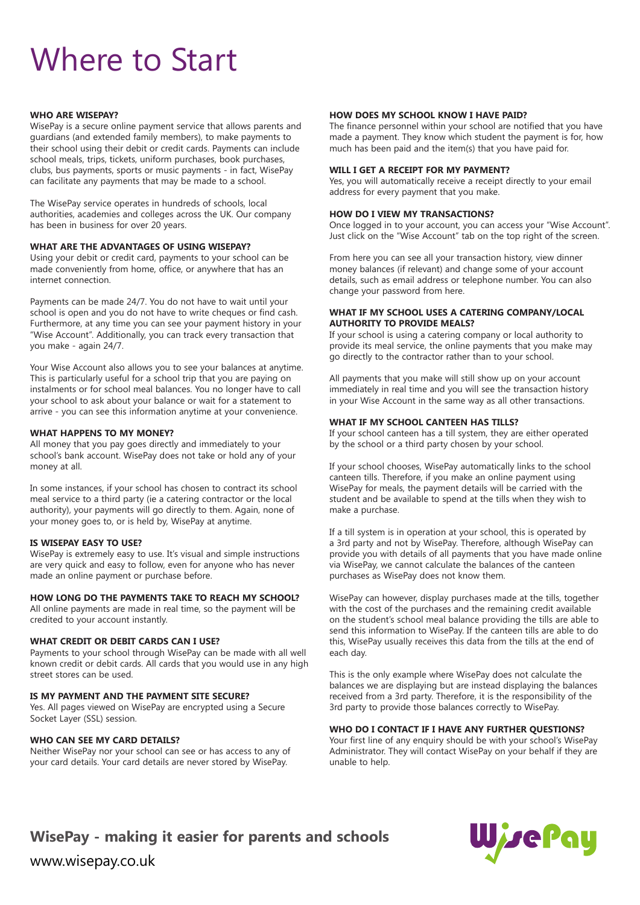# Where to Start

**WHO ARE WISEPAY?**

WisePay is a secure online payment service that allows parents and guardians (and extended family members), to make payments to their school using their debit or credit cards. Payments can include school meals, trips, tickets, uniform purchases, book purchases, clubs, bus payments, sports or music payments - in fact, WisePay can facilitate any payments that may be made to a school.

The WisePay service operates in hundreds of schools, local authorities, academies and colleges across the UK. Our company has been in business for over 20 years.

**WHAT ARE THE ADVANTAGES OF USING WISEPAY?**

Using your debit or credit card, payments to your school can be made conveniently from home, office, or anywhere that has an internet connection.

Payments can be made 24/7. You do not have to wait until your school is open and you do not have to write cheques or find cash. Furthermore, at any time you can see your payment history in your "Wise Account". Additionally, you can track every transaction that you make - again 24/7.

Your Wise Account also allows you to see your balances at anytime. This is particularly useful for a school trip that you are paying on instalments or for school meal balances. You no longer have to call your school to ask about your balance or wait for a statement to arrive - you can see this information anytime at your convenience.

**WHAT HAPPENS TO MY MONEY?**

All money that you pay goes directly and immediately to your school's bank account. WisePay does not take or hold any of your money at all.

In some instances, if your school has chosen to contract its school meal service to a third party (ie a catering contractor or the local authority), your payments will go directly to them. Again, none of your money goes to, or is held by, WisePay at anytime.

**IS WISEPAY EASY TO USE?**

WisePay is extremely easy to use. It's visual and simple instructions are very quick and easy to follow, even for anyone who has never made an online payment or purchase before.

**HOW LONG DO THE PAYMENTS TAKE TO REACH MY SCHOOL?**

All online payments are made in real time, so the payment will be credited to your account instantly.

**WHAT CREDIT OR DEBIT CARDS CAN I USE?**

Payments to your school through WisePay can be made with all well known credit or debit cards. All cards that you would use in any high street stores can be used.

**IS MY PAYMENT AND THE PAYMENT SITE SECURE?**

Yes. All pages viewed on WisePay are encrypted using a Secure Socket Layer (SSL) session.

**WHO CAN SEE MY CARD DETAILS?**

Neither WisePay nor your school can see or has access to any of your card details. Your card details are never stored by WisePay.

**HOW DOES MY SCHOOL KNOW I HAVE PAID?**

The finance personnel within your school are notified that you have made a payment. They know which student the payment is for, how much has been paid and the item(s) that you have paid for.

**WILL I GET A RECEIPT FOR MY PAYMENT?**

Yes, you will automatically receive a receipt directly to your email address for every payment that you make.

**HOW DO I VIEW MY TRANSACTIONS?**

Once logged in to your account, you can access your "Wise Account". Just click on the "Wise Account" tab on the top right of the screen.

From here you can see all your transaction history, view dinner money balances (if relevant) and change some of your account details, such as email address or telephone number. You can also change your password from here.

**WHAT IF MY SCHOOL USES A CATERING COMPANY/LOCAL AUTHORITY TO PROVIDE MEALS?**

If your school is using a catering company or local authority to provide its meal service, the online payments that you make may go directly to the contractor rather than to your school.

All payments that you make will still show up on your account immediately in real time and you will see the transaction history in your Wise Account in the same way as all other transactions.

**WHAT IF MY SCHOOL CANTEEN HAS TILLS?**

If your school canteen has a till system, they are either operated by the school or a third party chosen by your school.

If your school chooses, WisePay automatically links to the school canteen tills. Therefore, if you make an online payment using WisePay for meals, the payment details will be carried with the student and be available to spend at the tills when they wish to make a purchase.

If a till system is in operation at your school, this is operated by a 3rd party and not by WisePay. Therefore, although WisePay can provide you with details of all payments that you have made online via WisePay, we cannot calculate the balances of the canteen purchases as WisePay does not know them.

WisePay can however, display purchases made at the tills, together with the cost of the purchases and the remaining credit available on the student's school meal balance providing the tills are able to send this information to WisePay. If the canteen tills are able to do this, WisePay usually receives this data from the tills at the end of each day.

This is the only example where WisePay does not calculate the balances we are displaying but are instead displaying the balances received from a 3rd party. Therefore, it is the responsibility of the 3rd party to provide those balances correctly to WisePay.

**WHO DO I CONTACT IF I HAVE ANY FURTHER QUESTIONS?**

Your first line of any enquiry should be with your school's WisePay Administrator. They will contact WisePay on your behalf if they are unable to help.

**WisePay - making it easier for parents and schools**

www.wisepay.co.uk

WisePay